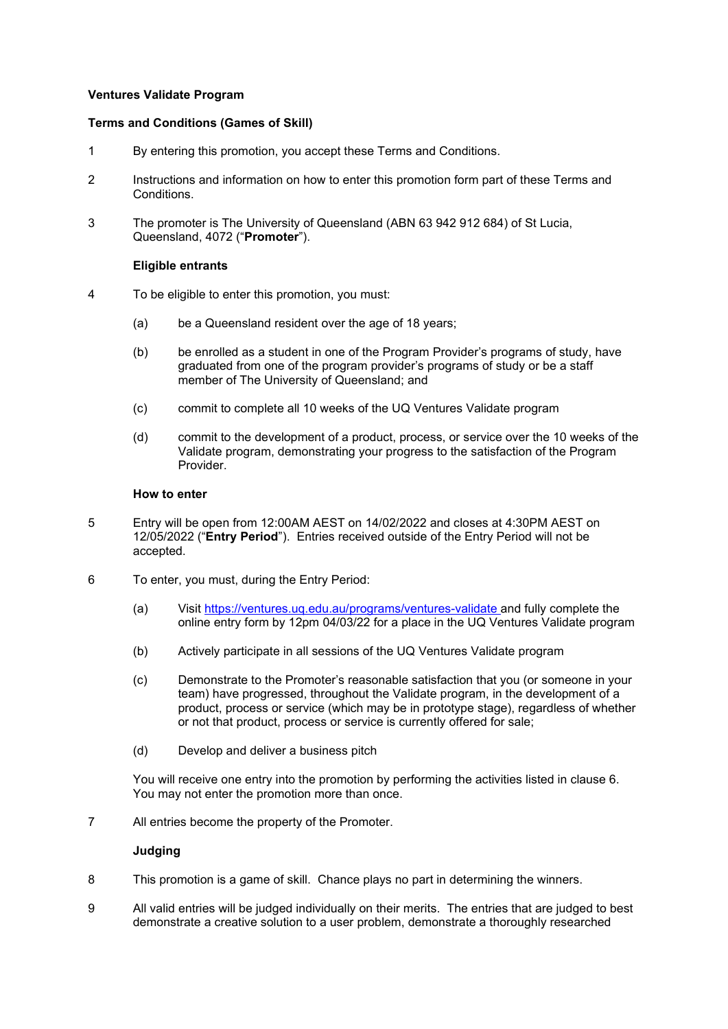**Ventures Validate Program**

**Terms and Conditions (Games of Skill)**

1 By entering this promotion, you accept these Terms and Conditions.

2 Instructions and information on how to enter this promotion form part of these Terms and Conditions.

3 The promoter is The University of Queensland (ABN 63 942 912 684) of St Lucia, Queensland, 4072 ("**Promoter**").

**Eligible entrants**

4 To be eligible to enter this promotion, you must:

(a) be a Queensland resident over the age of 18 years;

(b) be enrolled as a student in one of the Program Provider's programs of study, have graduated from one of the program provider's programs of study or be a staff member of The University of Queensland; and

(c) commit to complete all 10 weeks of the UQ Ventures Validate program

(d) commit to the development of a product, process, or service over the 10 weeks of the Validate program, demonstrating your progress to the satisfaction of the Program Provider.

**How to enter**

5 Entry will be open from 12:00AM AEST on 14/02/2022 and closes at 4:30PM AEST on 12/05/2022 ("**Entry Period**"). Entries received outside of the Entry Period will not be accepted.

6 To enter, you must, during the Entry Period:

(a) Visit https://ventures.uq.edu.au/programs/ventures-validate and fully complete the online entry form by 12pm 04/03/22 for a place in the UQ Ventures Validate program

(b) Actively participate in all sessions of the UQ Ventures Validate program

(c) Demonstrate to the Promoter's reasonable satisfaction that you (or someone in your team) have progressed, throughout the Validate program, in the development of a product, process or service (which may be in prototype stage), regardless of whether or not that product, process or service is currently offered for sale;

(d) Develop and deliver a business pitch

You will receive one entry into the promotion by performing the activities listed in clause 6. You may not enter the promotion more than once.

7 All entries become the property of the Promoter.

**Judging**

8 This promotion is a game of skill. Chance plays no part in determining the winners.

9 All valid entries will be judged individually on their merits. The entries that are judged to best demonstrate a creative solution to a user problem, demonstrate a thoroughly researched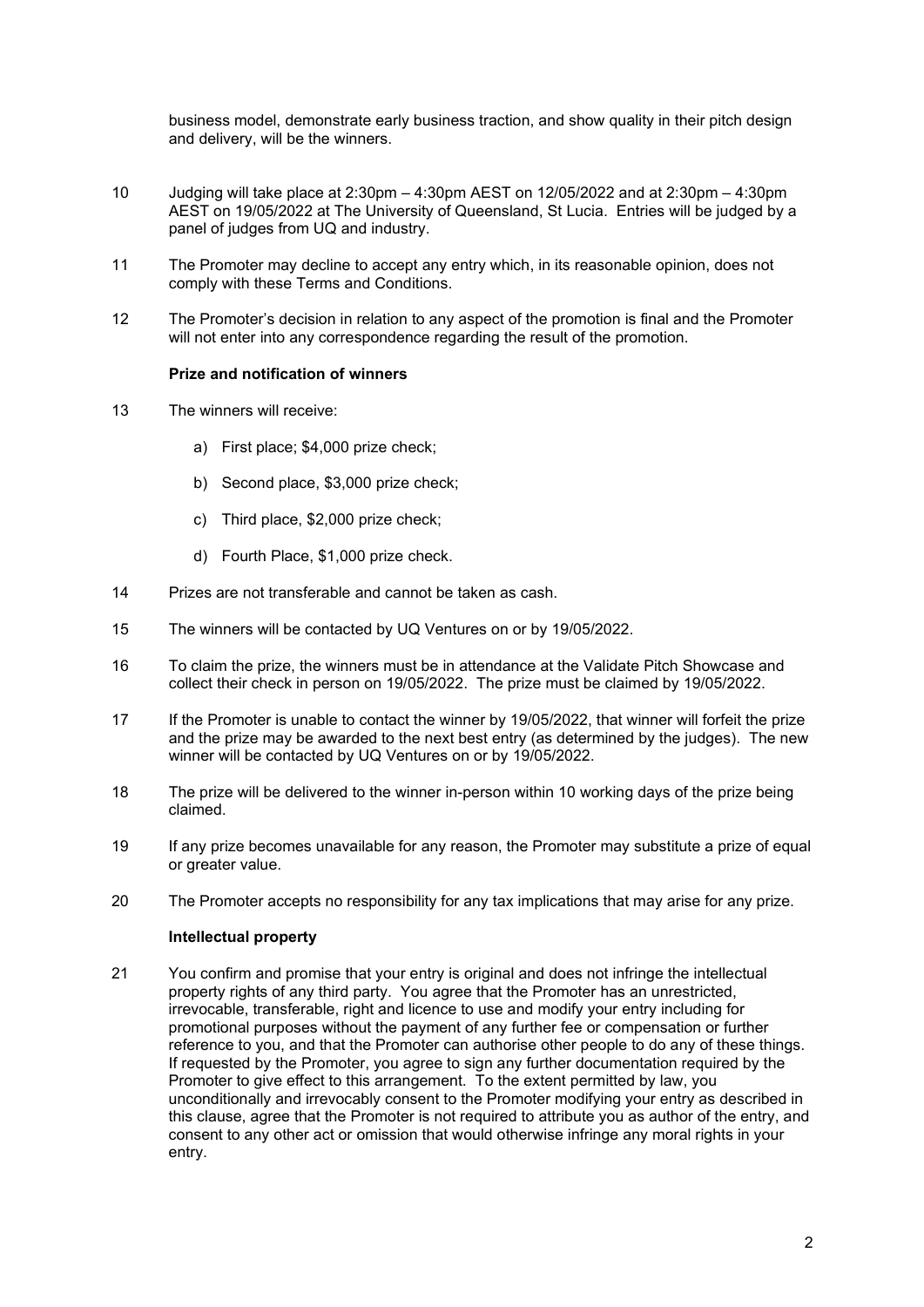business model, demonstrate early business traction, and show quality in their pitch design and delivery, will be the winners.

10 Judging will take place at 2:30pm – 4:30pm AEST on 12/05/2022 and at 2:30pm – 4:30pm AEST on 19/05/2022 at The University of Queensland, St Lucia. Entries will be judged by a panel of judges from UQ and industry.

11 The Promoter may decline to accept any entry which, in its reasonable opinion, does not comply with these Terms and Conditions.

12 The Promoter's decision in relation to any aspect of the promotion is final and the Promoter will not enter into any correspondence regarding the result of the promotion.

**Prize and notification of winners**

13 The winners will receive:

a) First place; $4,000 prize check;

b) Second place, $3,000 prize check;

c) Third place, $2,000 prize check;

d) Fourth Place, $1,000 prize check.

14 Prizes are not transferable and cannot be taken as cash.

15 The winners will be contacted by UQ Ventures on or by 19/05/2022.

16 To claim the prize, the winners must be in attendance at the Validate Pitch Showcase and collect their check in person on 19/05/2022. The prize must be claimed by 19/05/2022.

17 If the Promoter is unable to contact the winner by 19/05/2022, that winner will forfeit the prize and the prize may be awarded to the next best entry (as determined by the judges). The new winner will be contacted by UQ Ventures on or by 19/05/2022.

18 The prize will be delivered to the winner in-person within 10 working days of the prize being claimed.

19 If any prize becomes unavailable for any reason, the Promoter may substitute a prize of equal or greater value.

20 The Promoter accepts no responsibility for any tax implications that may arise for any prize.

**Intellectual property**

21 You confirm and promise that your entry is original and does not infringe the intellectual property rights of any third party. You agree that the Promoter has an unrestricted, irrevocable, transferable, right and licence to use and modify your entry including for promotional purposes without the payment of any further fee or compensation or further reference to you, and that the Promoter can authorise other people to do any of these things. If requested by the Promoter, you agree to sign any further documentation required by the Promoter to give effect to this arrangement. To the extent permitted by law, you unconditionally and irrevocably consent to the Promoter modifying your entry as described in this clause, agree that the Promoter is not required to attribute you as author of the entry, and consent to any other act or omission that would otherwise infringe any moral rights in your entry.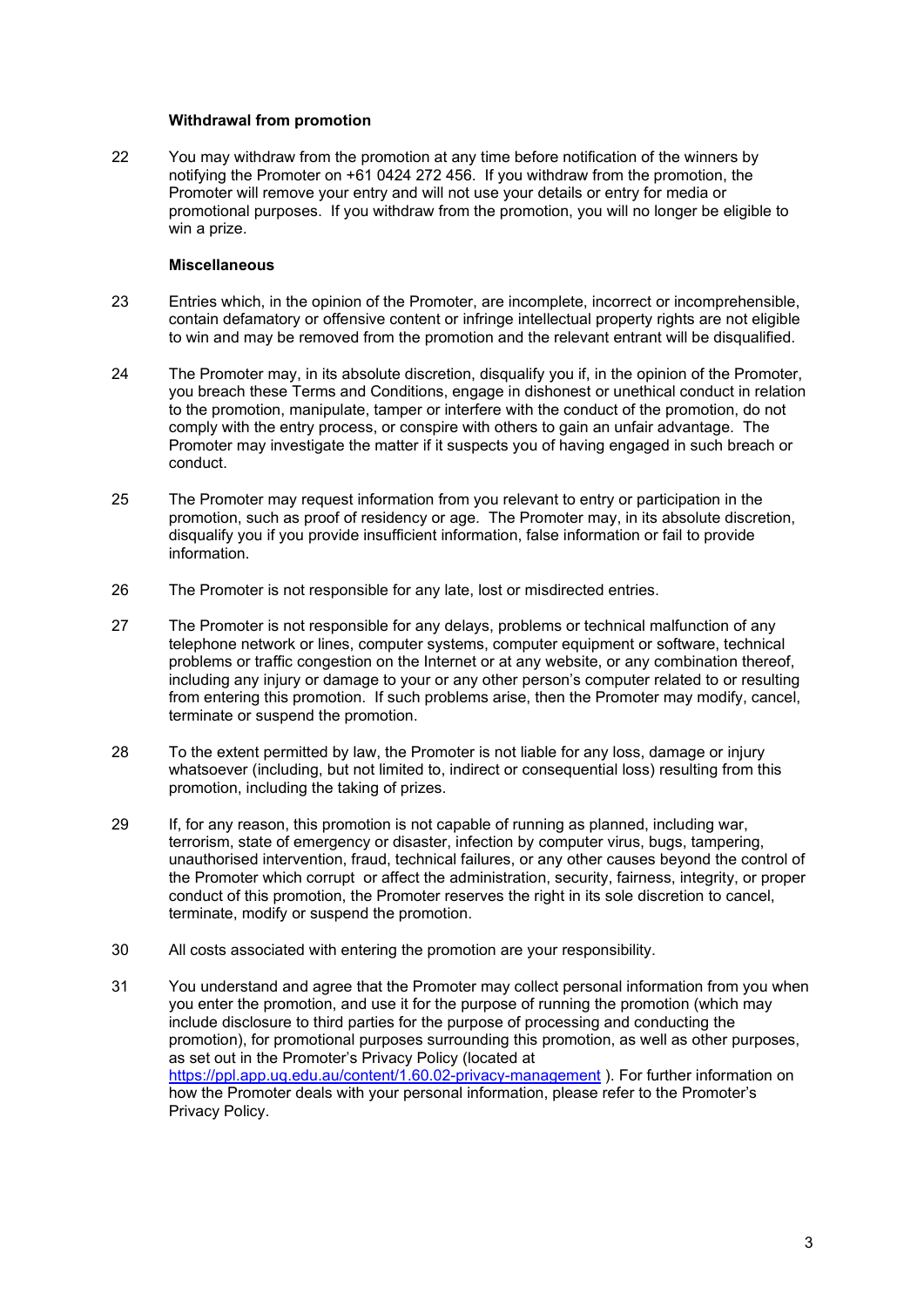**Withdrawal from promotion**

22 You may withdraw from the promotion at any time before notification of the winners by notifying the Promoter on +61 0424 272 456. If you withdraw from the promotion, the Promoter will remove your entry and will not use your details or entry for media or promotional purposes. If you withdraw from the promotion, you will no longer be eligible to win a prize.

**Miscellaneous**

23 Entries which, in the opinion of the Promoter, are incomplete, incorrect or incomprehensible, contain defamatory or offensive content or infringe intellectual property rights are not eligible to win and may be removed from the promotion and the relevant entrant will be disqualified.

24 The Promoter may, in its absolute discretion, disqualify you if, in the opinion of the Promoter, you breach these Terms and Conditions, engage in dishonest or unethical conduct in relation to the promotion, manipulate, tamper or interfere with the conduct of the promotion, do not comply with the entry process, or conspire with others to gain an unfair advantage. The Promoter may investigate the matter if it suspects you of having engaged in such breach or conduct.

25 The Promoter may request information from you relevant to entry or participation in the promotion, such as proof of residency or age. The Promoter may, in its absolute discretion, disqualify you if you provide insufficient information, false information or fail to provide information.

26 The Promoter is not responsible for any late, lost or misdirected entries.

27 The Promoter is not responsible for any delays, problems or technical malfunction of any telephone network or lines, computer systems, computer equipment or software, technical problems or traffic congestion on the Internet or at any website, or any combination thereof, including any injury or damage to your or any other person's computer related to or resulting from entering this promotion. If such problems arise, then the Promoter may modify, cancel, terminate or suspend the promotion.

28 To the extent permitted by law, the Promoter is not liable for any loss, damage or injury whatsoever (including, but not limited to, indirect or consequential loss) resulting from this promotion, including the taking of prizes.

29 If, for any reason, this promotion is not capable of running as planned, including war, terrorism, state of emergency or disaster, infection by computer virus, bugs, tampering, unauthorised intervention, fraud, technical failures, or any other causes beyond the control of the Promoter which corrupt or affect the administration, security, fairness, integrity, or proper conduct of this promotion, the Promoter reserves the right in its sole discretion to cancel, terminate, modify or suspend the promotion.

30 All costs associated with entering the promotion are your responsibility.

31 You understand and agree that the Promoter may collect personal information from you when you enter the promotion, and use it for the purpose of running the promotion (which may include disclosure to third parties for the purpose of processing and conducting the promotion), for promotional purposes surrounding this promotion, as well as other purposes, as set out in the Promoter's Privacy Policy (located at https://ppl.app.uq.edu.au/content/1.60.02-privacy-management ). For further information on how the Promoter deals with your personal information, please refer to the Promoter's Privacy Policy.